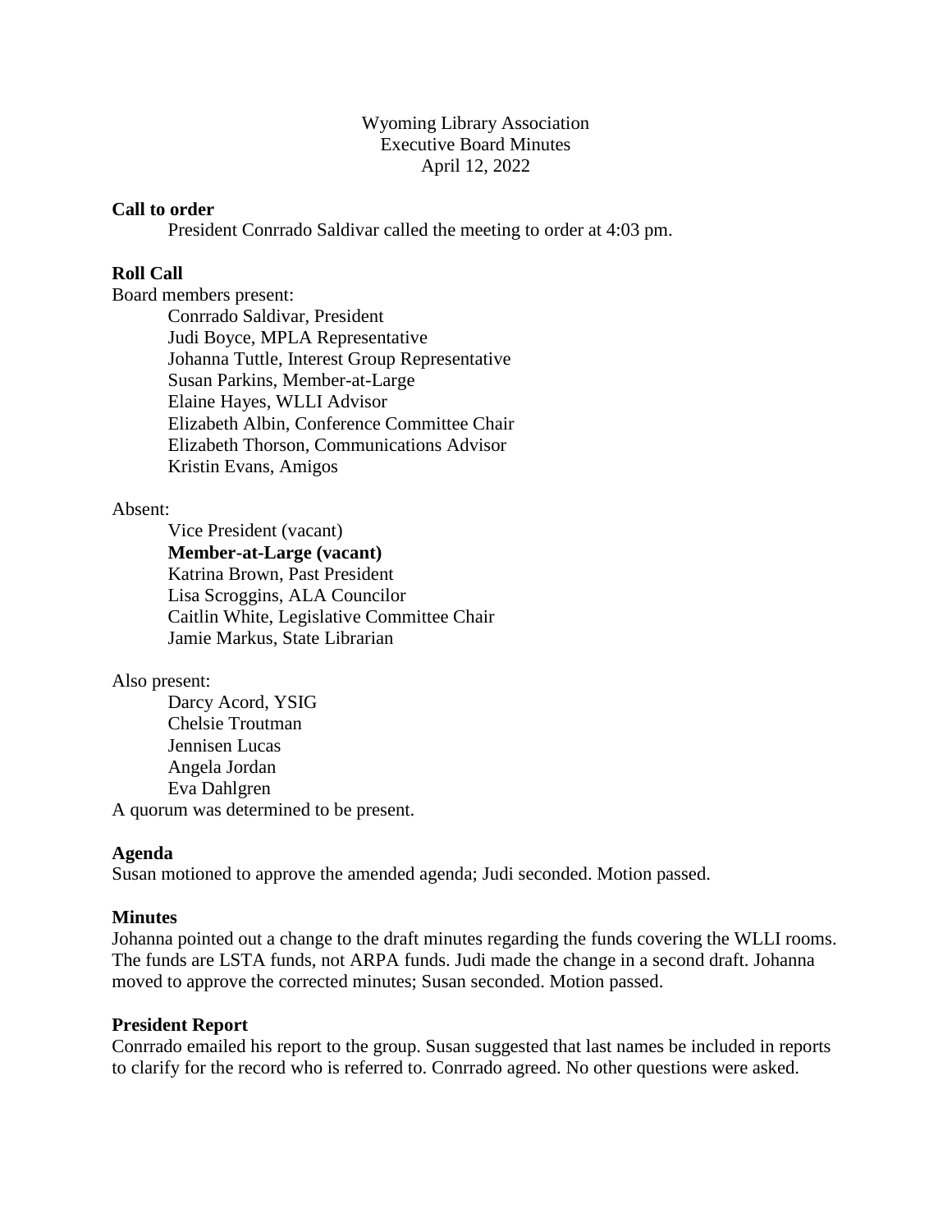# Wyoming Library Association
## Executive Board Minutes
### April 12, 2022

**Call to order**

President Conrrado Saldivar called the meeting to order at 4:03 pm.

**Roll Call**

Board members present:

- Conrrado Saldivar, President
- Judi Boyce, MPLA Representative
- Johanna Tuttle, Interest Group Representative
- Susan Parkins, Member-at-Large
- Elaine Hayes, WLLI Advisor
- Elizabeth Albin, Conference Committee Chair
- Elizabeth Thorson, Communications Advisor
- Kristin Evans, Amigos

Absent:

- Vice President (vacant)
- **Member-at-Large (vacant)**
- Katrina Brown, Past President
- Lisa Scroggins, ALA Councilor
- Caitlin White, Legislative Committee Chair
- Jamie Markus, State Librarian

Also present:

- Darcy Acord, YSIG
- Chelsie Troutman
- Jennisen Lucas
- Angela Jordan
- Eva Dahlgren

A quorum was determined to be present.

**Agenda**

Susan motioned to approve the amended agenda; Judi seconded. Motion passed.

**Minutes**

Johanna pointed out a change to the draft minutes regarding the funds covering the WLLI rooms. The funds are LSTA funds, not ARPA funds. Judi made the change in a second draft. Johanna moved to approve the corrected minutes; Susan seconded. Motion passed.

**President Report**

Conrrado emailed his report to the group. Susan suggested that last names be included in reports to clarify for the record who is referred to. Conrrado agreed. No other questions were asked.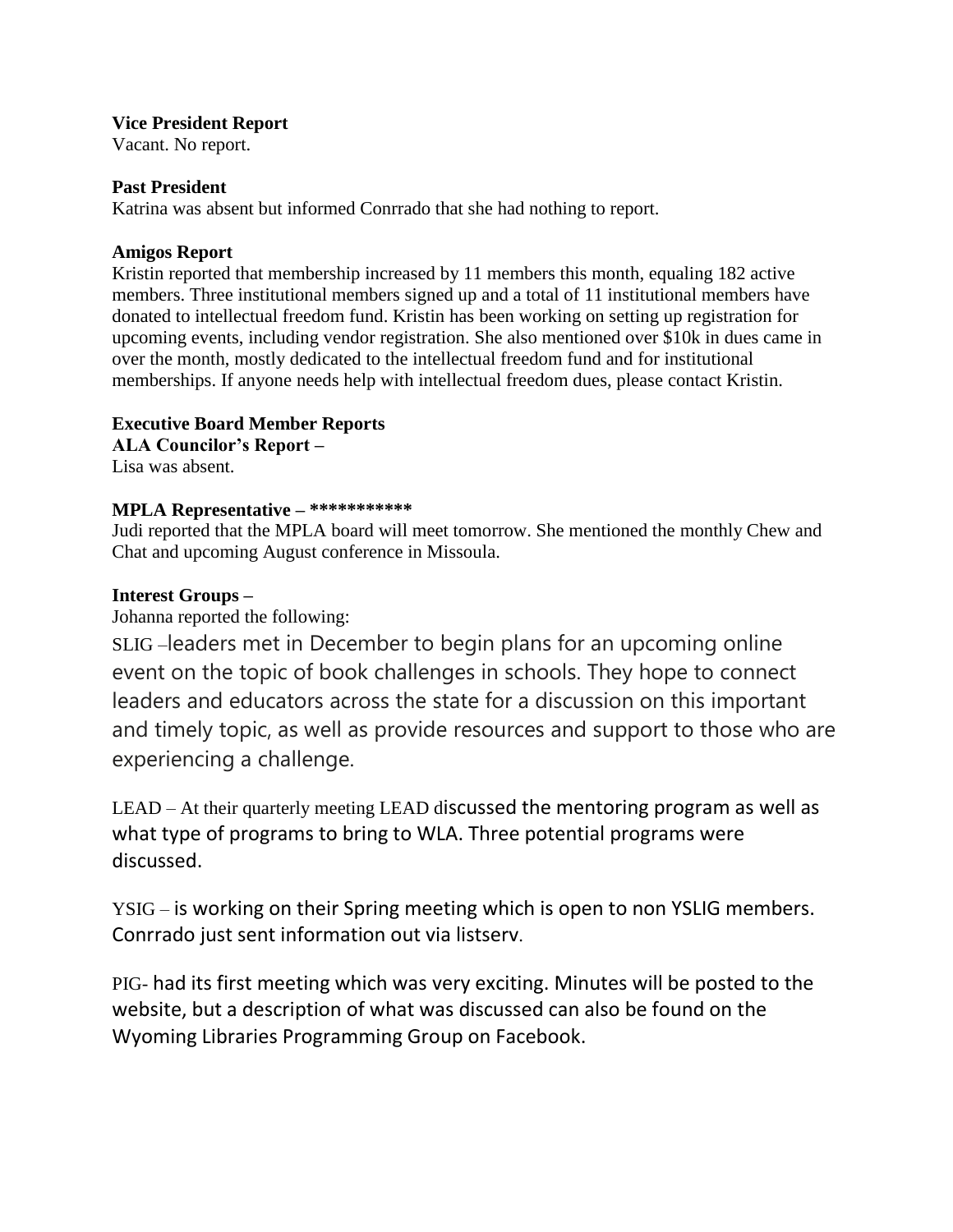**Vice President Report**
Vacant. No report.

**Past President**
Katrina was absent but informed Conrrado that she had nothing to report.

**Amigos Report**
Kristin reported that membership increased by 11 members this month, equaling 182 active members. Three institutional members signed up and a total of 11 institutional members have donated to intellectual freedom fund. Kristin has been working on setting up registration for upcoming events, including vendor registration. She also mentioned over $10k in dues came in over the month, mostly dedicated to the intellectual freedom fund and for institutional memberships. If anyone needs help with intellectual freedom dues, please contact Kristin.

**Executive Board Member Reports**
**ALA Councilor's Report –**
Lisa was absent.

**MPLA Representative – ***********
Judi reported that the MPLA board will meet tomorrow. She mentioned the monthly Chew and Chat and upcoming August conference in Missoula.

**Interest Groups –**
Johanna reported the following:

SLIG –leaders met in December to begin plans for an upcoming online event on the topic of book challenges in schools. They hope to connect leaders and educators across the state for a discussion on this important and timely topic, as well as provide resources and support to those who are experiencing a challenge.

LEAD – At their quarterly meeting LEAD discussed the mentoring program as well as what type of programs to bring to WLA. Three potential programs were discussed.

YSIG – is working on their Spring meeting which is open to non YSLIG members. Conrrado just sent information out via listserv.

PIG- had its first meeting which was very exciting. Minutes will be posted to the website, but a description of what was discussed can also be found on the Wyoming Libraries Programming Group on Facebook.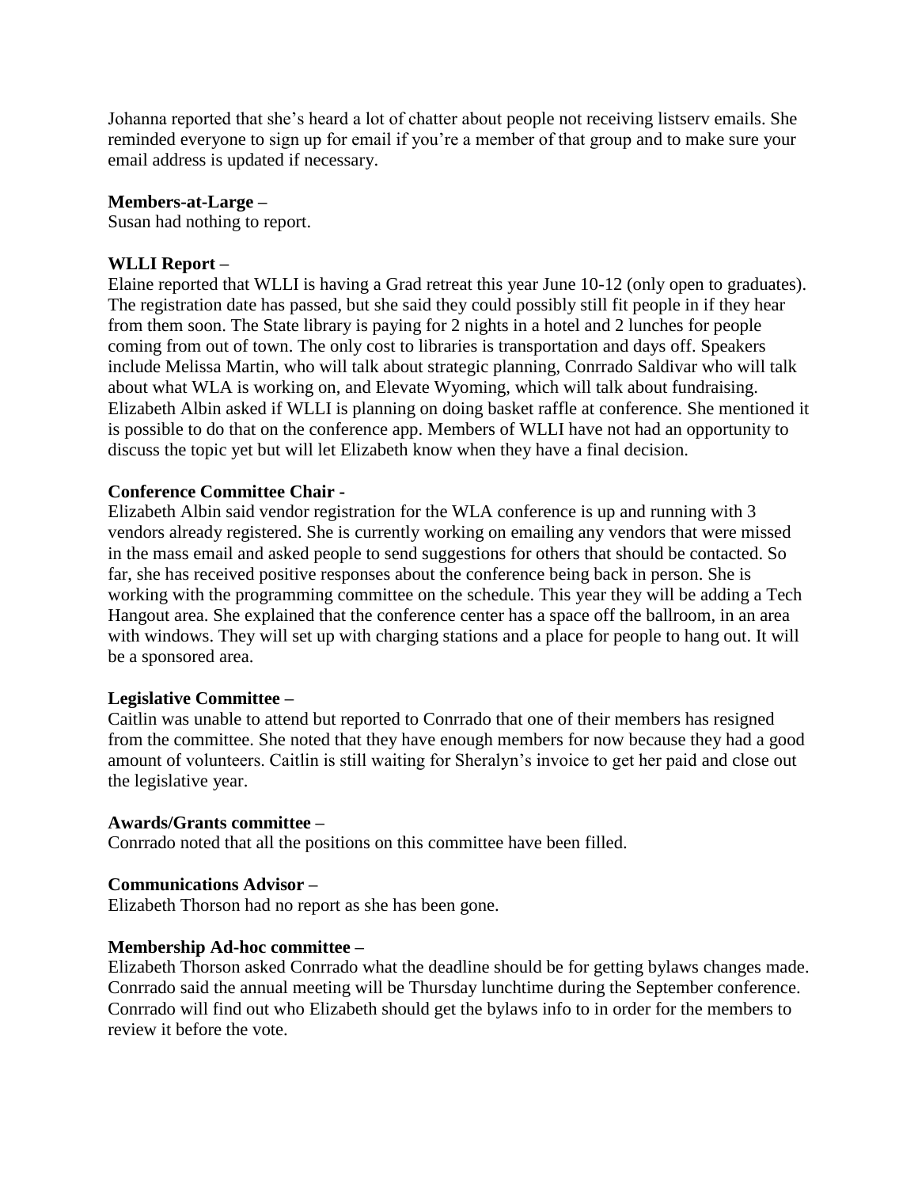Johanna reported that she's heard a lot of chatter about people not receiving listserv emails. She reminded everyone to sign up for email if you're a member of that group and to make sure your email address is updated if necessary.

**Members-at-Large –**
Susan had nothing to report.

**WLLI Report –**
Elaine reported that WLLI is having a Grad retreat this year June 10-12 (only open to graduates). The registration date has passed, but she said they could possibly still fit people in if they hear from them soon. The State library is paying for 2 nights in a hotel and 2 lunches for people coming from out of town. The only cost to libraries is transportation and days off. Speakers include Melissa Martin, who will talk about strategic planning, Conrrado Saldivar who will talk about what WLA is working on, and Elevate Wyoming, which will talk about fundraising. Elizabeth Albin asked if WLLI is planning on doing basket raffle at conference. She mentioned it is possible to do that on the conference app. Members of WLLI have not had an opportunity to discuss the topic yet but will let Elizabeth know when they have a final decision.

**Conference Committee Chair -**
Elizabeth Albin said vendor registration for the WLA conference is up and running with 3 vendors already registered. She is currently working on emailing any vendors that were missed in the mass email and asked people to send suggestions for others that should be contacted. So far, she has received positive responses about the conference being back in person. She is working with the programming committee on the schedule. This year they will be adding a Tech Hangout area. She explained that the conference center has a space off the ballroom, in an area with windows. They will set up with charging stations and a place for people to hang out. It will be a sponsored area.

**Legislative Committee –**
Caitlin was unable to attend but reported to Conrrado that one of their members has resigned from the committee. She noted that they have enough members for now because they had a good amount of volunteers. Caitlin is still waiting for Sheralyn's invoice to get her paid and close out the legislative year.

**Awards/Grants committee –**
Conrrado noted that all the positions on this committee have been filled.

**Communications Advisor –**
Elizabeth Thorson had no report as she has been gone.

**Membership Ad-hoc committee –**
Elizabeth Thorson asked Conrrado what the deadline should be for getting bylaws changes made. Conrrado said the annual meeting will be Thursday lunchtime during the September conference. Conrrado will find out who Elizabeth should get the bylaws info to in order for the members to review it before the vote.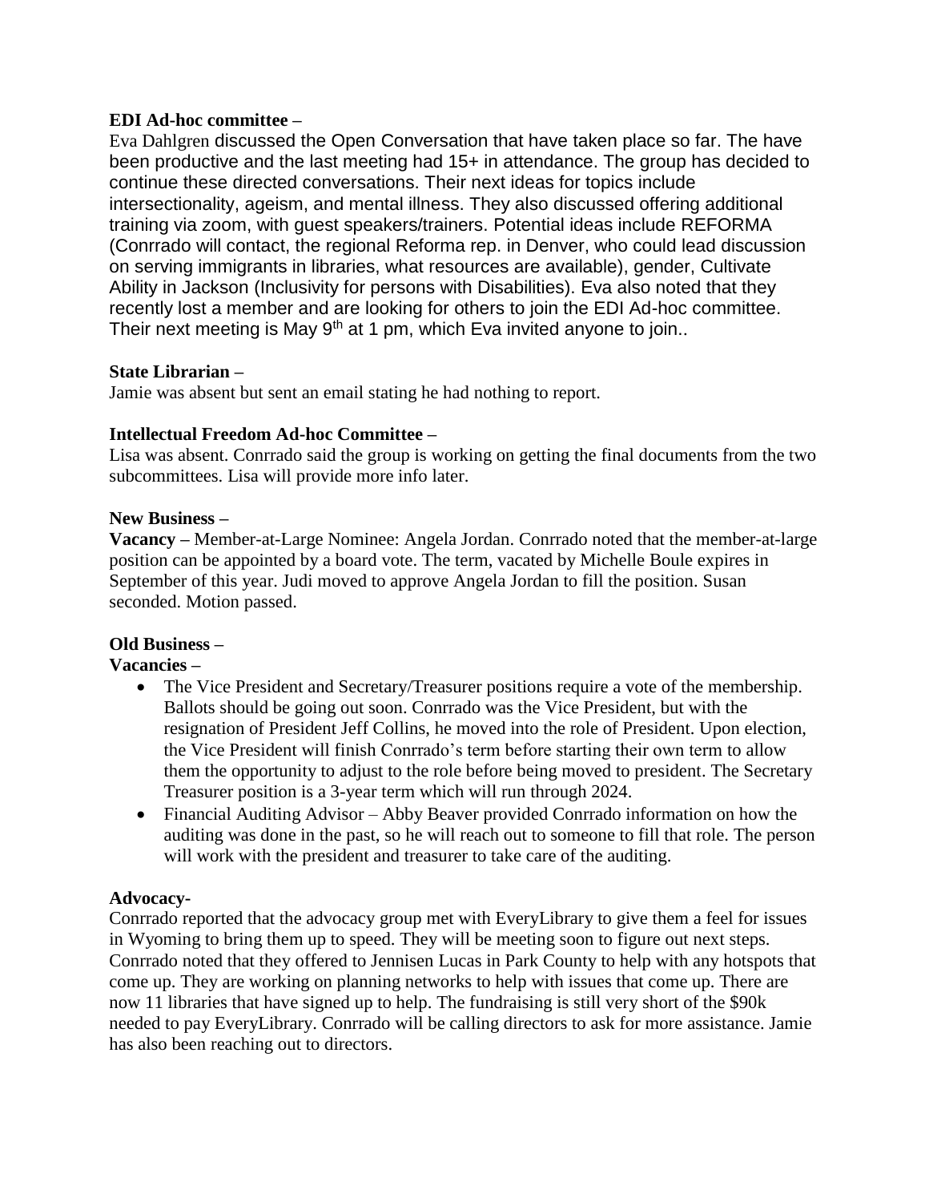**EDI Ad-hoc committee –**
Eva Dahlgren discussed the Open Conversation that have taken place so far. The have been productive and the last meeting had 15+ in attendance. The group has decided to continue these directed conversations. Their next ideas for topics include intersectionality, ageism, and mental illness. They also discussed offering additional training via zoom, with guest speakers/trainers. Potential ideas include REFORMA (Conrrado will contact, the regional Reforma rep. in Denver, who could lead discussion on serving immigrants in libraries, what resources are available), gender, Cultivate Ability in Jackson (Inclusivity for persons with Disabilities). Eva also noted that they recently lost a member and are looking for others to join the EDI Ad-hoc committee. Their next meeting is May 9th at 1 pm, which Eva invited anyone to join..

**State Librarian –**
Jamie was absent but sent an email stating he had nothing to report.

**Intellectual Freedom Ad-hoc Committee –**
Lisa was absent. Conrrado said the group is working on getting the final documents from the two subcommittees. Lisa will provide more info later.

**New Business –**
**Vacancy –** Member-at-Large Nominee: Angela Jordan. Conrrado noted that the member-at-large position can be appointed by a board vote. The term, vacated by Michelle Boule expires in September of this year. Judi moved to approve Angela Jordan to fill the position. Susan seconded. Motion passed.

**Old Business –**
**Vacancies –**

- The Vice President and Secretary/Treasurer positions require a vote of the membership. Ballots should be going out soon. Conrrado was the Vice President, but with the resignation of President Jeff Collins, he moved into the role of President. Upon election, the Vice President will finish Conrrado's term before starting their own term to allow them the opportunity to adjust to the role before being moved to president. The Secretary Treasurer position is a 3-year term which will run through 2024.
- Financial Auditing Advisor – Abby Beaver provided Conrrado information on how the auditing was done in the past, so he will reach out to someone to fill that role. The person will work with the president and treasurer to take care of the auditing.

**Advocacy-**
Conrrado reported that the advocacy group met with EveryLibrary to give them a feel for issues in Wyoming to bring them up to speed. They will be meeting soon to figure out next steps. Conrrado noted that they offered to Jennisen Lucas in Park County to help with any hotspots that come up. They are working on planning networks to help with issues that come up. There are now 11 libraries that have signed up to help. The fundraising is still very short of the $90k needed to pay EveryLibrary. Conrrado will be calling directors to ask for more assistance. Jamie has also been reaching out to directors.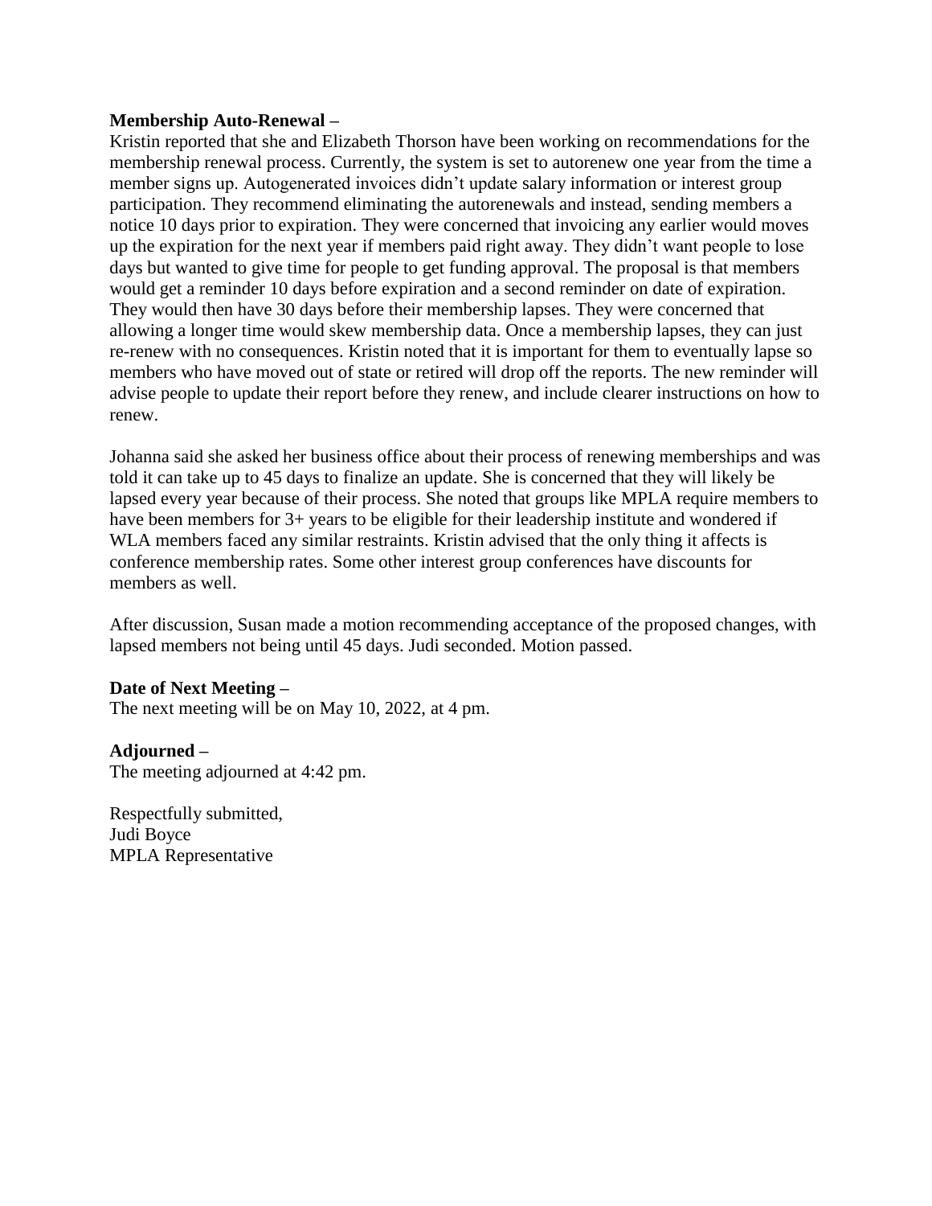**Membership Auto-Renewal –**

Kristin reported that she and Elizabeth Thorson have been working on recommendations for the membership renewal process. Currently, the system is set to autorenew one year from the time a member signs up. Autogenerated invoices didn't update salary information or interest group participation. They recommend eliminating the autorenewals and instead, sending members a notice 10 days prior to expiration. They were concerned that invoicing any earlier would moves up the expiration for the next year if members paid right away. They didn't want people to lose days but wanted to give time for people to get funding approval. The proposal is that members would get a reminder 10 days before expiration and a second reminder on date of expiration. They would then have 30 days before their membership lapses. They were concerned that allowing a longer time would skew membership data. Once a membership lapses, they can just re-renew with no consequences. Kristin noted that it is important for them to eventually lapse so members who have moved out of state or retired will drop off the reports. The new reminder will advise people to update their report before they renew, and include clearer instructions on how to renew.

Johanna said she asked her business office about their process of renewing memberships and was told it can take up to 45 days to finalize an update. She is concerned that they will likely be lapsed every year because of their process. She noted that groups like MPLA require members to have been members for 3+ years to be eligible for their leadership institute and wondered if WLA members faced any similar restraints. Kristin advised that the only thing it affects is conference membership rates. Some other interest group conferences have discounts for members as well.

After discussion, Susan made a motion recommending acceptance of the proposed changes, with lapsed members not being until 45 days. Judi seconded. Motion passed.

**Date of Next Meeting –**

The next meeting will be on May 10, 2022, at 4 pm.

**Adjourned –**

The meeting adjourned at 4:42 pm.

Respectfully submitted,
Judi Boyce
MPLA Representative